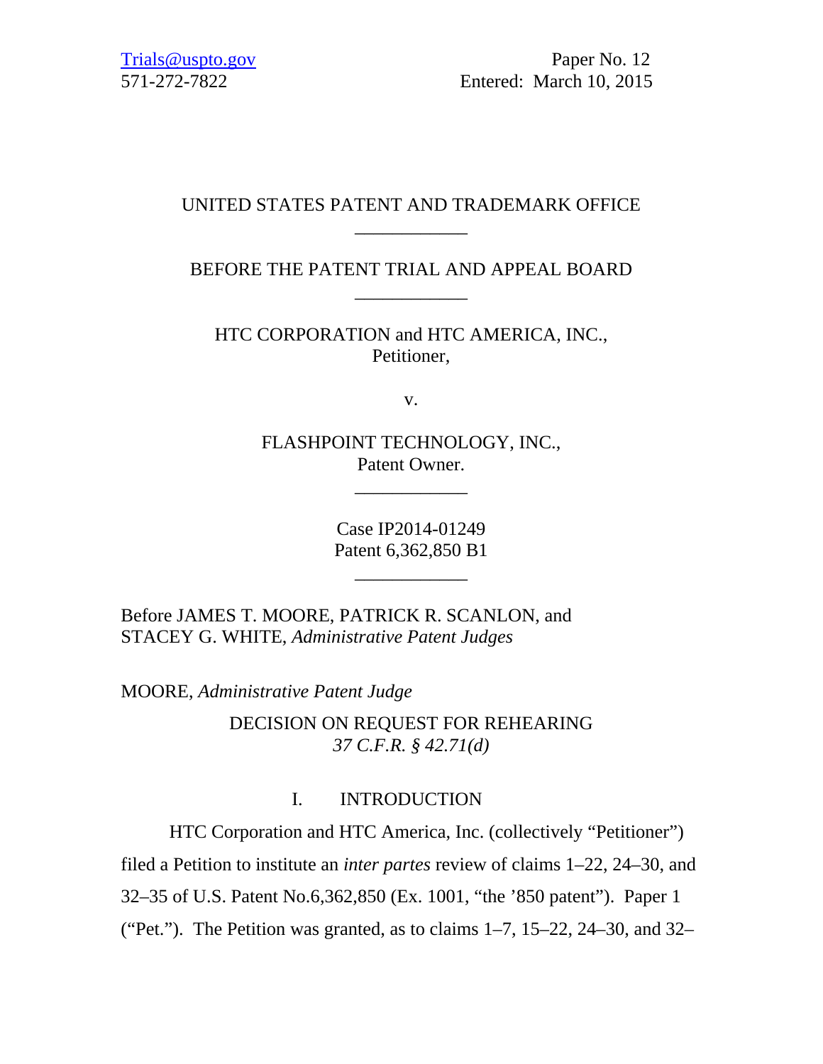Trials@uspto.gov
571-272-7822

Paper No. 12
Entered: March 10, 2015

UNITED STATES PATENT AND TRADEMARK OFFICE

____________

BEFORE THE PATENT TRIAL AND APPEAL BOARD

____________

HTC CORPORATION and HTC AMERICA, INC.,
Petitioner,

v.

FLASHPOINT TECHNOLOGY, INC.,
Patent Owner.

____________

Case IP2014-01249
Patent 6,362,850 B1

____________

Before JAMES T. MOORE, PATRICK R. SCANLON, and
STACEY G. WHITE, *Administrative Patent Judges*

MOORE, *Administrative Patent Judge*

DECISION ON REQUEST FOR REHEARING
*37 C.F.R. § 42.71(d)*

## I. INTRODUCTION

HTC Corporation and HTC America, Inc. (collectively "Petitioner") filed a Petition to institute an *inter partes* review of claims 1–22, 24–30, and 32–35 of U.S. Patent No.6,362,850 (Ex. 1001, "the '850 patent"). Paper 1 ("Pet."). The Petition was granted, as to claims 1–7, 15–22, 24–30, and 32–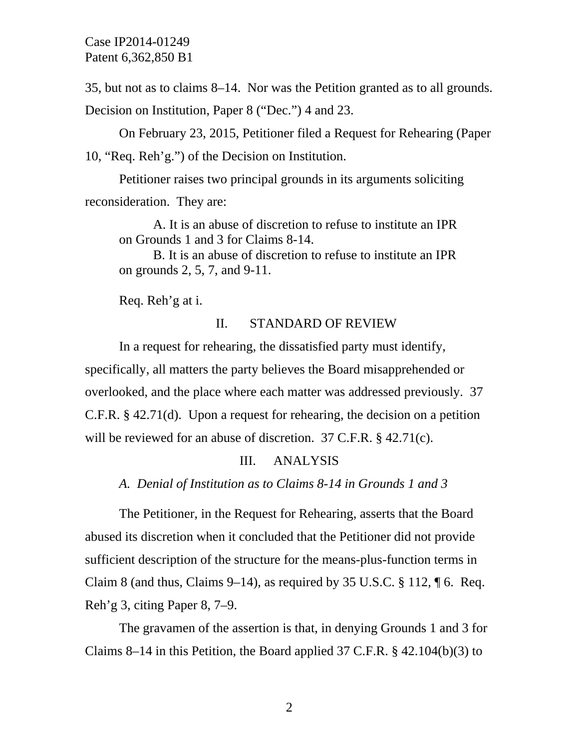35, but not as to claims 8–14. Nor was the Petition granted as to all grounds. Decision on Institution, Paper 8 ("Dec.") 4 and 23.

On February 23, 2015, Petitioner filed a Request for Rehearing (Paper 10, "Req. Reh'g.") of the Decision on Institution.

Petitioner raises two principal grounds in its arguments soliciting reconsideration. They are:

> A. It is an abuse of discretion to refuse to institute an IPR on Grounds 1 and 3 for Claims 8-14.
> B. It is an abuse of discretion to refuse to institute an IPR on grounds 2, 5, 7, and 9-11.

Req. Reh'g at i.

## II. STANDARD OF REVIEW

In a request for rehearing, the dissatisfied party must identify, specifically, all matters the party believes the Board misapprehended or overlooked, and the place where each matter was addressed previously. 37 C.F.R. § 42.71(d). Upon a request for rehearing, the decision on a petition will be reviewed for an abuse of discretion. 37 C.F.R. § 42.71(c).

## III. ANALYSIS

### *A. Denial of Institution as to Claims 8-14 in Grounds 1 and 3*

The Petitioner, in the Request for Rehearing, asserts that the Board abused its discretion when it concluded that the Petitioner did not provide sufficient description of the structure for the means-plus-function terms in Claim 8 (and thus, Claims 9–14), as required by 35 U.S.C. § 112, ¶ 6. Req. Reh'g 3, citing Paper 8, 7–9.

The gravamen of the assertion is that, in denying Grounds 1 and 3 for Claims 8–14 in this Petition, the Board applied 37 C.F.R. § 42.104(b)(3) to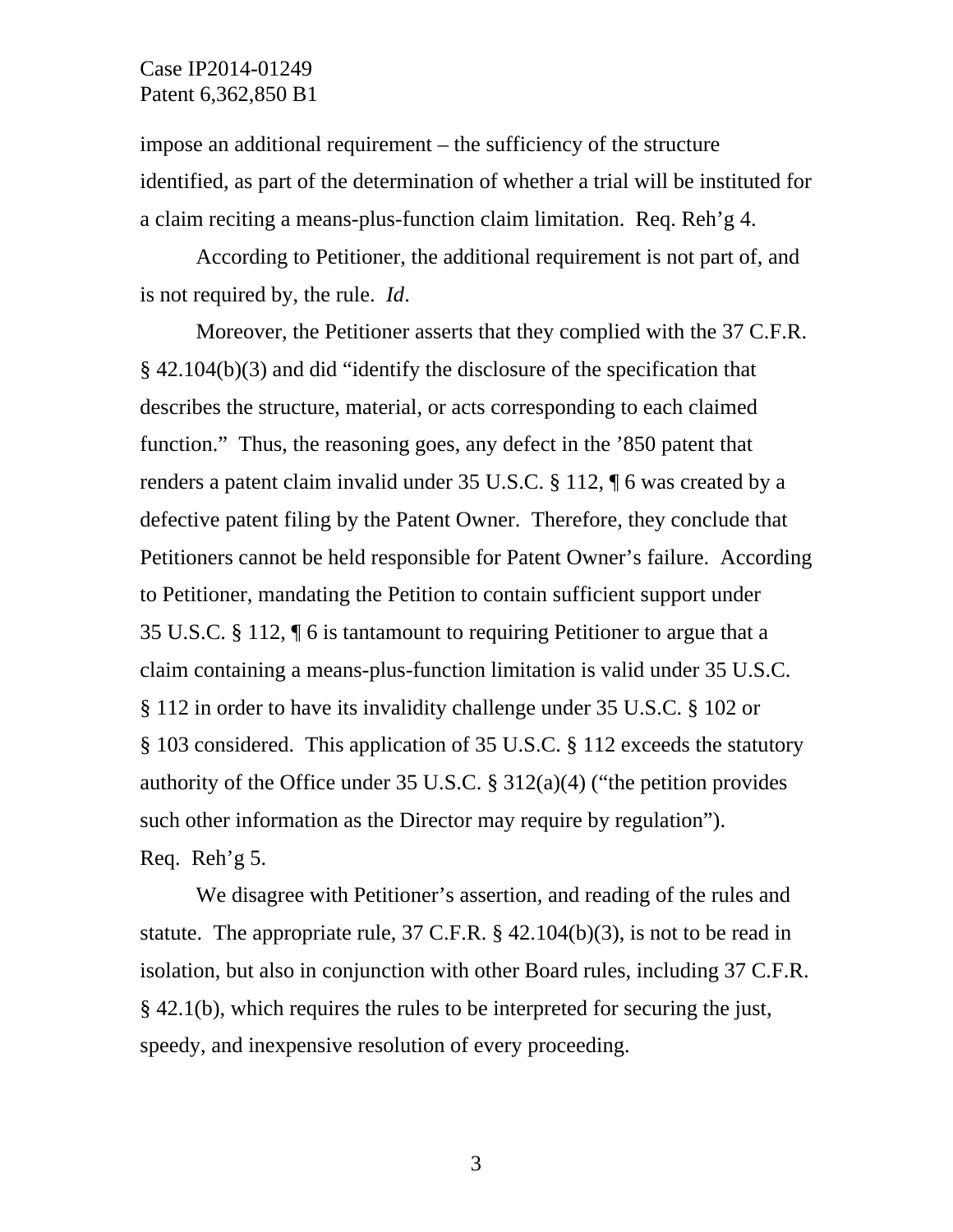impose an additional requirement – the sufficiency of the structure identified, as part of the determination of whether a trial will be instituted for a claim reciting a means-plus-function claim limitation. Req. Reh'g 4.

According to Petitioner, the additional requirement is not part of, and is not required by, the rule. *Id*.

Moreover, the Petitioner asserts that they complied with the 37 C.F.R. § 42.104(b)(3) and did "identify the disclosure of the specification that describes the structure, material, or acts corresponding to each claimed function." Thus, the reasoning goes, any defect in the '850 patent that renders a patent claim invalid under 35 U.S.C. § 112, ¶ 6 was created by a defective patent filing by the Patent Owner. Therefore, they conclude that Petitioners cannot be held responsible for Patent Owner's failure. According to Petitioner, mandating the Petition to contain sufficient support under 35 U.S.C. § 112, ¶ 6 is tantamount to requiring Petitioner to argue that a claim containing a means-plus-function limitation is valid under 35 U.S.C. § 112 in order to have its invalidity challenge under 35 U.S.C. § 102 or § 103 considered. This application of 35 U.S.C. § 112 exceeds the statutory authority of the Office under 35 U.S.C. § 312(a)(4) ("the petition provides such other information as the Director may require by regulation"). Req. Reh'g 5.

We disagree with Petitioner's assertion, and reading of the rules and statute. The appropriate rule, 37 C.F.R. § 42.104(b)(3), is not to be read in isolation, but also in conjunction with other Board rules, including 37 C.F.R. § 42.1(b), which requires the rules to be interpreted for securing the just, speedy, and inexpensive resolution of every proceeding.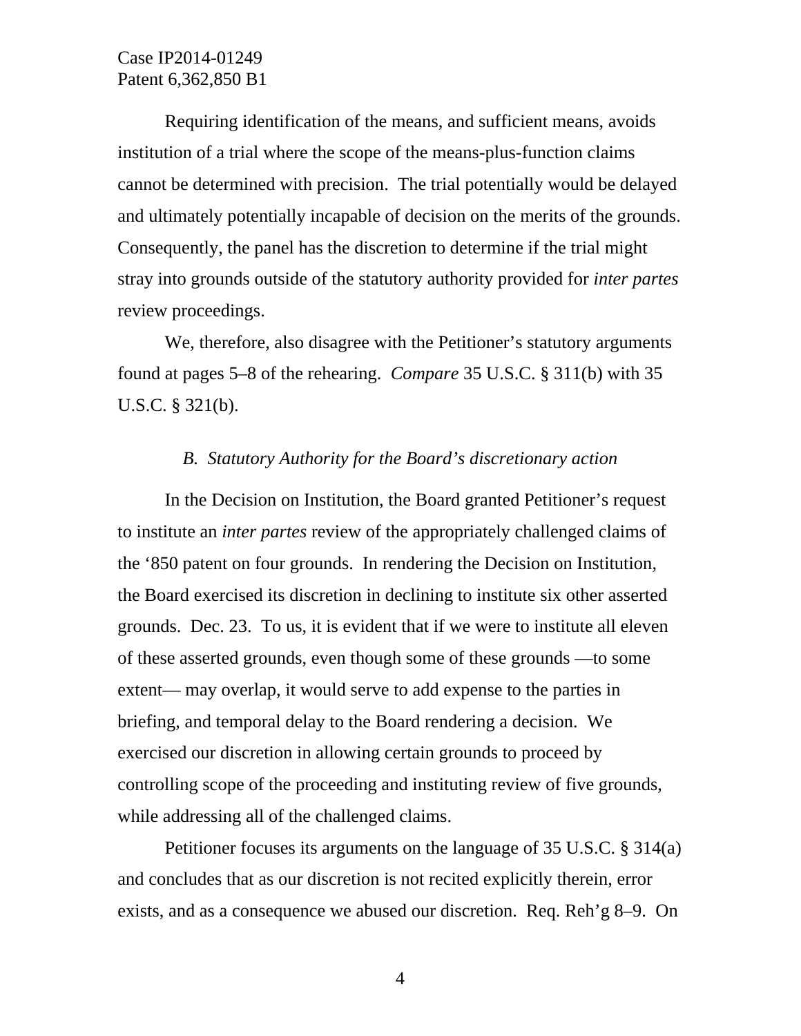Requiring identification of the means, and sufficient means, avoids institution of a trial where the scope of the means-plus-function claims cannot be determined with precision. The trial potentially would be delayed and ultimately potentially incapable of decision on the merits of the grounds. Consequently, the panel has the discretion to determine if the trial might stray into grounds outside of the statutory authority provided for *inter partes* review proceedings.

We, therefore, also disagree with the Petitioner's statutory arguments found at pages 5–8 of the rehearing. *Compare* 35 U.S.C. § 311(b) with 35 U.S.C. § 321(b).

### *B. Statutory Authority for the Board's discretionary action*

In the Decision on Institution, the Board granted Petitioner's request to institute an *inter partes* review of the appropriately challenged claims of the '850 patent on four grounds. In rendering the Decision on Institution, the Board exercised its discretion in declining to institute six other asserted grounds. Dec. 23. To us, it is evident that if we were to institute all eleven of these asserted grounds, even though some of these grounds —to some extent— may overlap, it would serve to add expense to the parties in briefing, and temporal delay to the Board rendering a decision. We exercised our discretion in allowing certain grounds to proceed by controlling scope of the proceeding and instituting review of five grounds, while addressing all of the challenged claims.

Petitioner focuses its arguments on the language of 35 U.S.C. § 314(a) and concludes that as our discretion is not recited explicitly therein, error exists, and as a consequence we abused our discretion. Req. Reh'g 8–9. On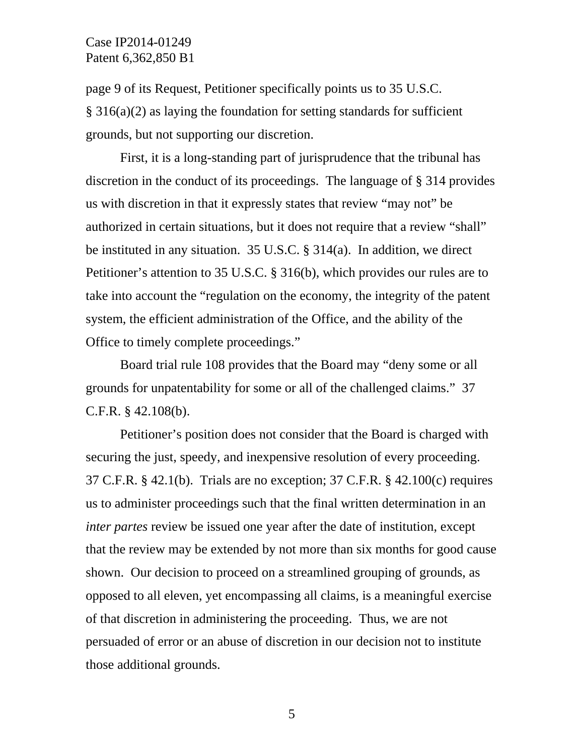page 9 of its Request, Petitioner specifically points us to 35 U.S.C. § 316(a)(2) as laying the foundation for setting standards for sufficient grounds, but not supporting our discretion.

First, it is a long-standing part of jurisprudence that the tribunal has discretion in the conduct of its proceedings. The language of § 314 provides us with discretion in that it expressly states that review "may not" be authorized in certain situations, but it does not require that a review "shall" be instituted in any situation. 35 U.S.C. § 314(a). In addition, we direct Petitioner's attention to 35 U.S.C. § 316(b), which provides our rules are to take into account the "regulation on the economy, the integrity of the patent system, the efficient administration of the Office, and the ability of the Office to timely complete proceedings."

Board trial rule 108 provides that the Board may "deny some or all grounds for unpatentability for some or all of the challenged claims." 37 C.F.R. § 42.108(b).

Petitioner's position does not consider that the Board is charged with securing the just, speedy, and inexpensive resolution of every proceeding. 37 C.F.R. § 42.1(b). Trials are no exception; 37 C.F.R. § 42.100(c) requires us to administer proceedings such that the final written determination in an *inter partes* review be issued one year after the date of institution, except that the review may be extended by not more than six months for good cause shown. Our decision to proceed on a streamlined grouping of grounds, as opposed to all eleven, yet encompassing all claims, is a meaningful exercise of that discretion in administering the proceeding. Thus, we are not persuaded of error or an abuse of discretion in our decision not to institute those additional grounds.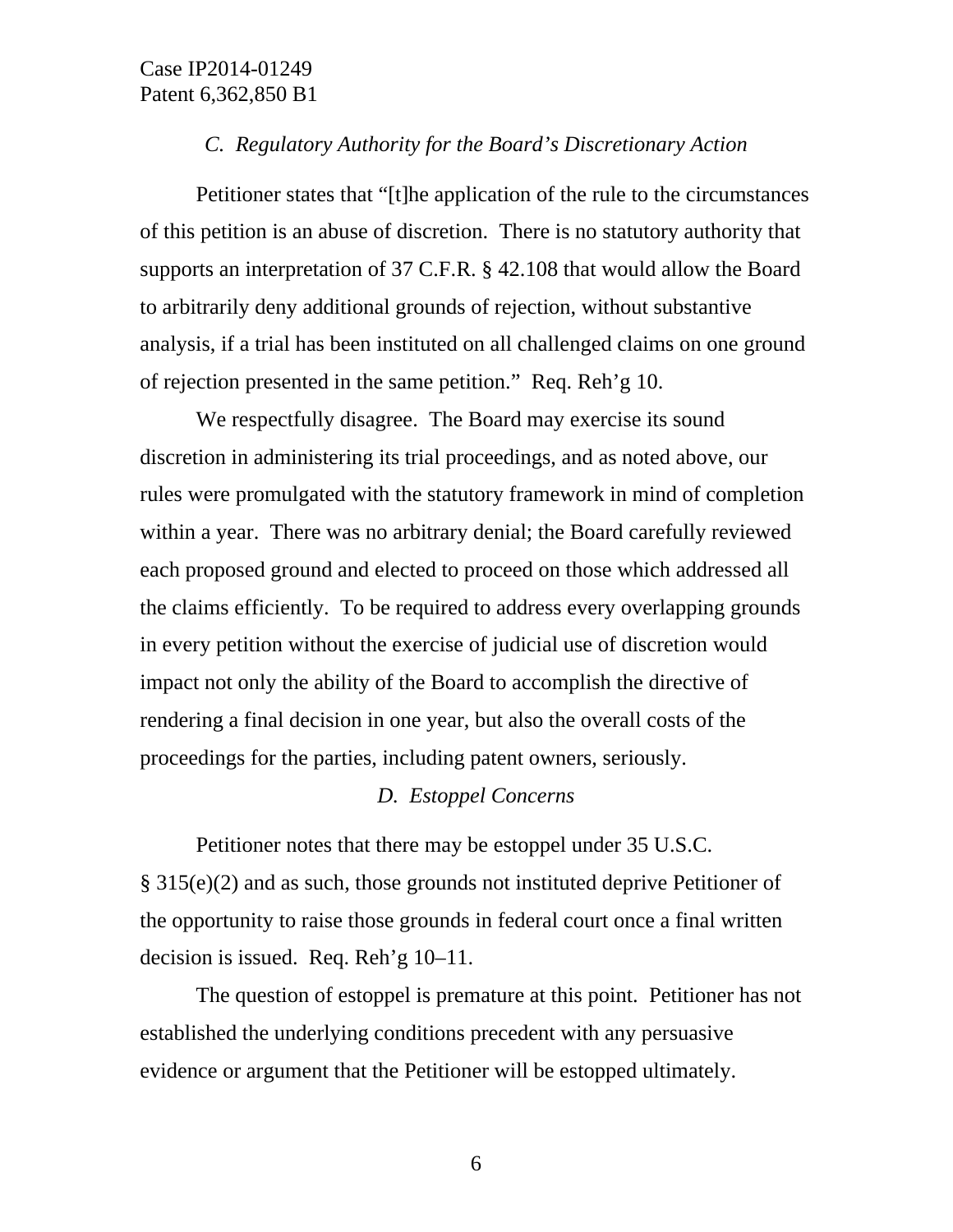### *C. Regulatory Authority for the Board's Discretionary Action*

Petitioner states that "[t]he application of the rule to the circumstances of this petition is an abuse of discretion. There is no statutory authority that supports an interpretation of 37 C.F.R. § 42.108 that would allow the Board to arbitrarily deny additional grounds of rejection, without substantive analysis, if a trial has been instituted on all challenged claims on one ground of rejection presented in the same petition." Req. Reh'g 10.

We respectfully disagree. The Board may exercise its sound discretion in administering its trial proceedings, and as noted above, our rules were promulgated with the statutory framework in mind of completion within a year. There was no arbitrary denial; the Board carefully reviewed each proposed ground and elected to proceed on those which addressed all the claims efficiently. To be required to address every overlapping grounds in every petition without the exercise of judicial use of discretion would impact not only the ability of the Board to accomplish the directive of rendering a final decision in one year, but also the overall costs of the proceedings for the parties, including patent owners, seriously.

### *D. Estoppel Concerns*

Petitioner notes that there may be estoppel under 35 U.S.C. § 315(e)(2) and as such, those grounds not instituted deprive Petitioner of the opportunity to raise those grounds in federal court once a final written decision is issued. Req. Reh'g 10–11.

The question of estoppel is premature at this point. Petitioner has not established the underlying conditions precedent with any persuasive evidence or argument that the Petitioner will be estopped ultimately.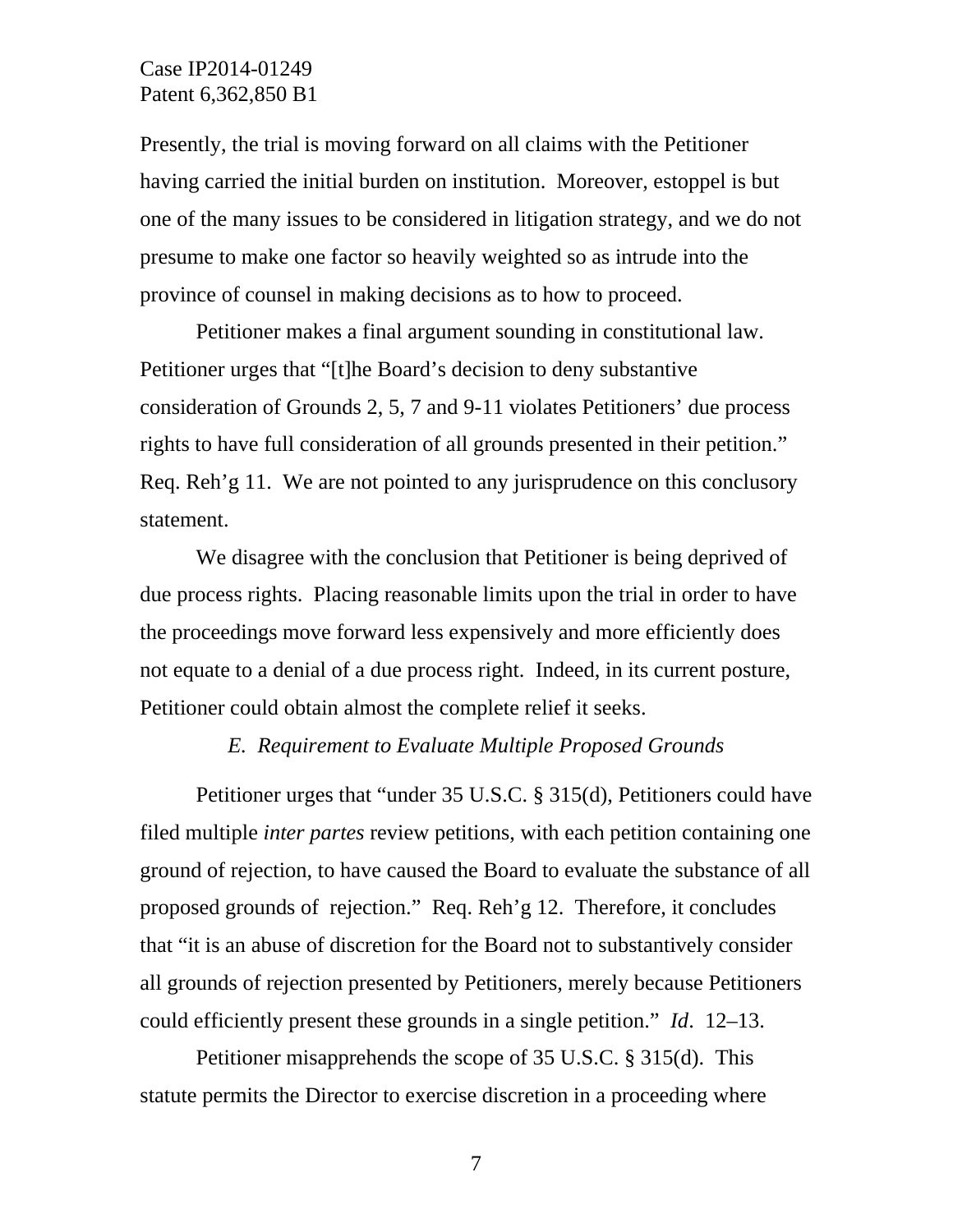Presently, the trial is moving forward on all claims with the Petitioner having carried the initial burden on institution. Moreover, estoppel is but one of the many issues to be considered in litigation strategy, and we do not presume to make one factor so heavily weighted so as intrude into the province of counsel in making decisions as to how to proceed.

Petitioner makes a final argument sounding in constitutional law. Petitioner urges that "[t]he Board's decision to deny substantive consideration of Grounds 2, 5, 7 and 9-11 violates Petitioners' due process rights to have full consideration of all grounds presented in their petition." Req. Reh'g 11. We are not pointed to any jurisprudence on this conclusory statement.

We disagree with the conclusion that Petitioner is being deprived of due process rights. Placing reasonable limits upon the trial in order to have the proceedings move forward less expensively and more efficiently does not equate to a denial of a due process right. Indeed, in its current posture, Petitioner could obtain almost the complete relief it seeks.

### *E. Requirement to Evaluate Multiple Proposed Grounds*

Petitioner urges that "under 35 U.S.C. § 315(d), Petitioners could have filed multiple *inter partes* review petitions, with each petition containing one ground of rejection, to have caused the Board to evaluate the substance of all proposed grounds of rejection." Req. Reh'g 12. Therefore, it concludes that "it is an abuse of discretion for the Board not to substantively consider all grounds of rejection presented by Petitioners, merely because Petitioners could efficiently present these grounds in a single petition." *Id*. 12–13.

Petitioner misapprehends the scope of 35 U.S.C. § 315(d). This statute permits the Director to exercise discretion in a proceeding where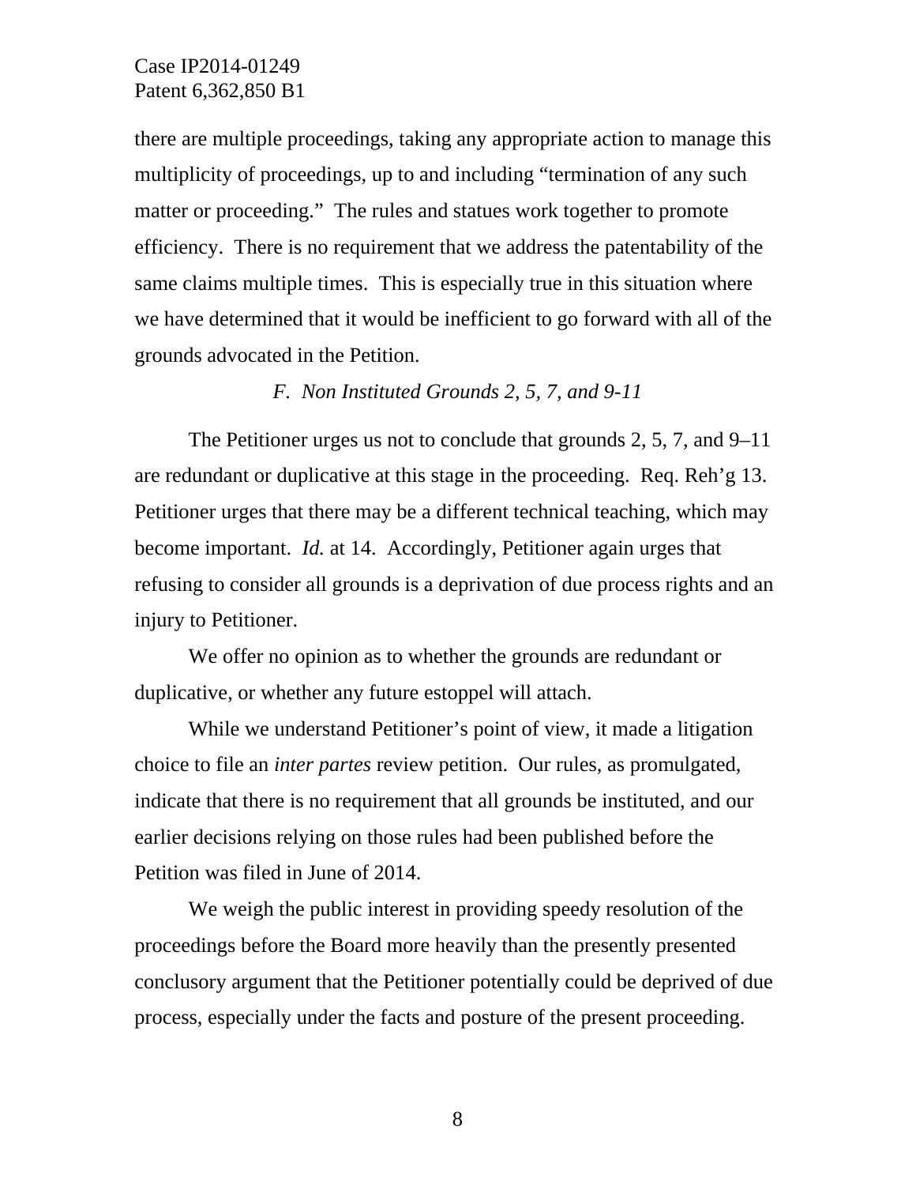there are multiple proceedings, taking any appropriate action to manage this multiplicity of proceedings, up to and including "termination of any such matter or proceeding." The rules and statues work together to promote efficiency. There is no requirement that we address the patentability of the same claims multiple times. This is especially true in this situation where we have determined that it would be inefficient to go forward with all of the grounds advocated in the Petition.

### *F. Non Instituted Grounds 2, 5, 7, and 9-11*

The Petitioner urges us not to conclude that grounds 2, 5, 7, and 9–11 are redundant or duplicative at this stage in the proceeding. Req. Reh'g 13. Petitioner urges that there may be a different technical teaching, which may become important. *Id.* at 14. Accordingly, Petitioner again urges that refusing to consider all grounds is a deprivation of due process rights and an injury to Petitioner.

We offer no opinion as to whether the grounds are redundant or duplicative, or whether any future estoppel will attach.

While we understand Petitioner's point of view, it made a litigation choice to file an *inter partes* review petition. Our rules, as promulgated, indicate that there is no requirement that all grounds be instituted, and our earlier decisions relying on those rules had been published before the Petition was filed in June of 2014.

We weigh the public interest in providing speedy resolution of the proceedings before the Board more heavily than the presently presented conclusory argument that the Petitioner potentially could be deprived of due process, especially under the facts and posture of the present proceeding.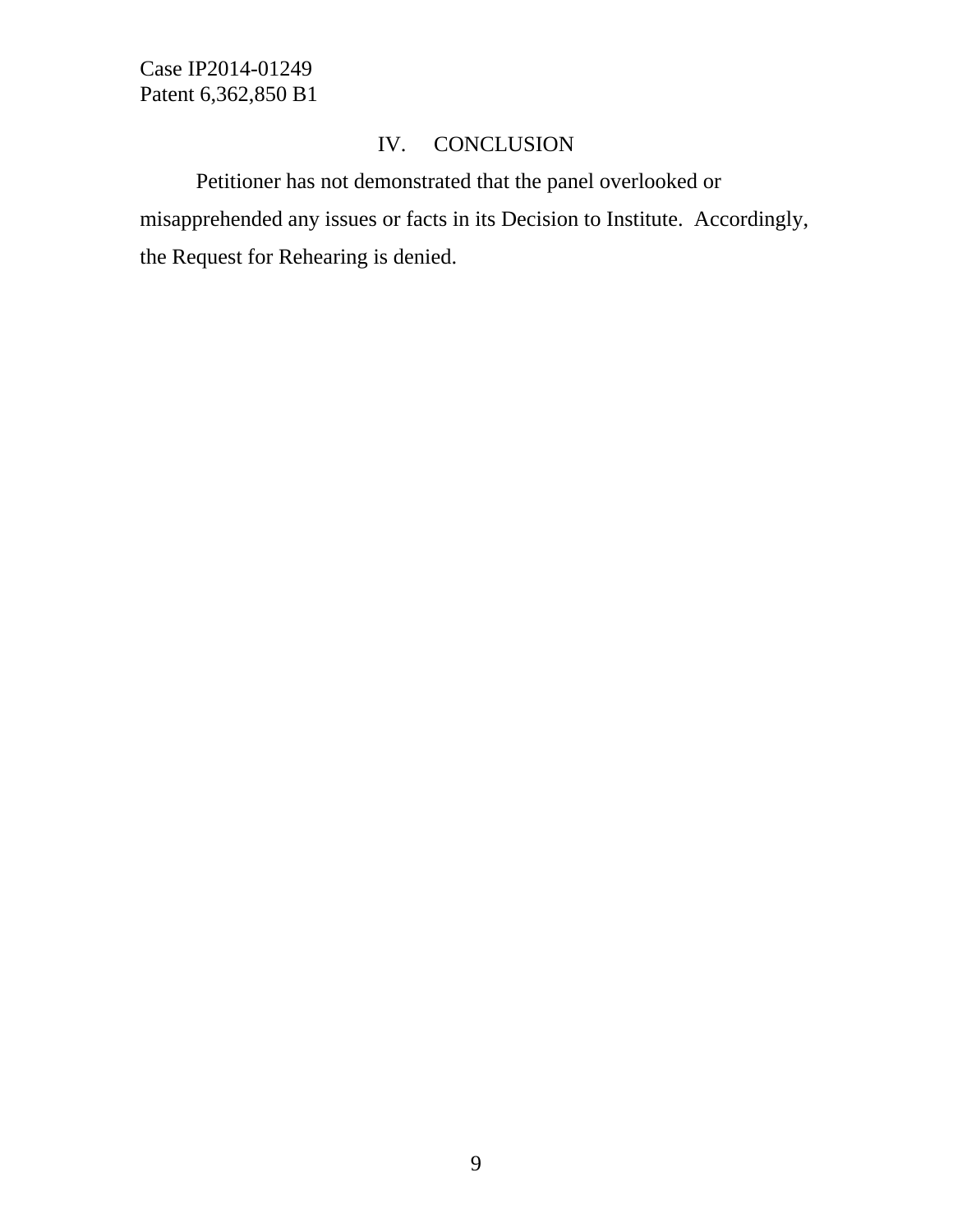## IV. CONCLUSION

Petitioner has not demonstrated that the panel overlooked or misapprehended any issues or facts in its Decision to Institute. Accordingly, the Request for Rehearing is denied.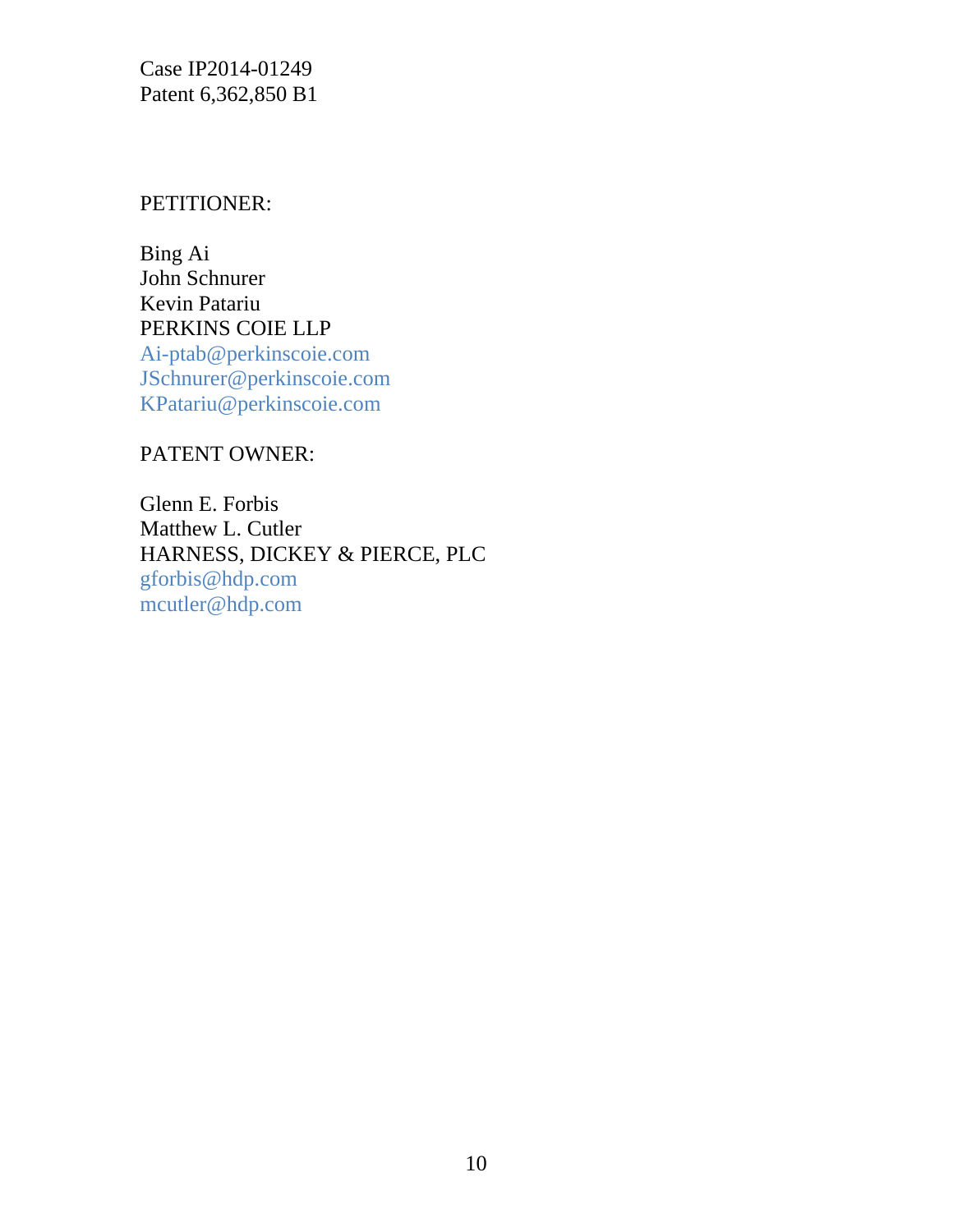Case IP2014-01249
Patent 6,362,850 B1

PETITIONER:

Bing Ai
John Schnurer
Kevin Patariu
PERKINS COIE LLP
Ai-ptab@perkinscoie.com
JSchnurer@perkinscoie.com
KPatariu@perkinscoie.com

PATENT OWNER:

Glenn E. Forbis
Matthew L. Cutler
HARNESS, DICKEY & PIERCE, PLC
gforbis@hdp.com
mcutler@hdp.com